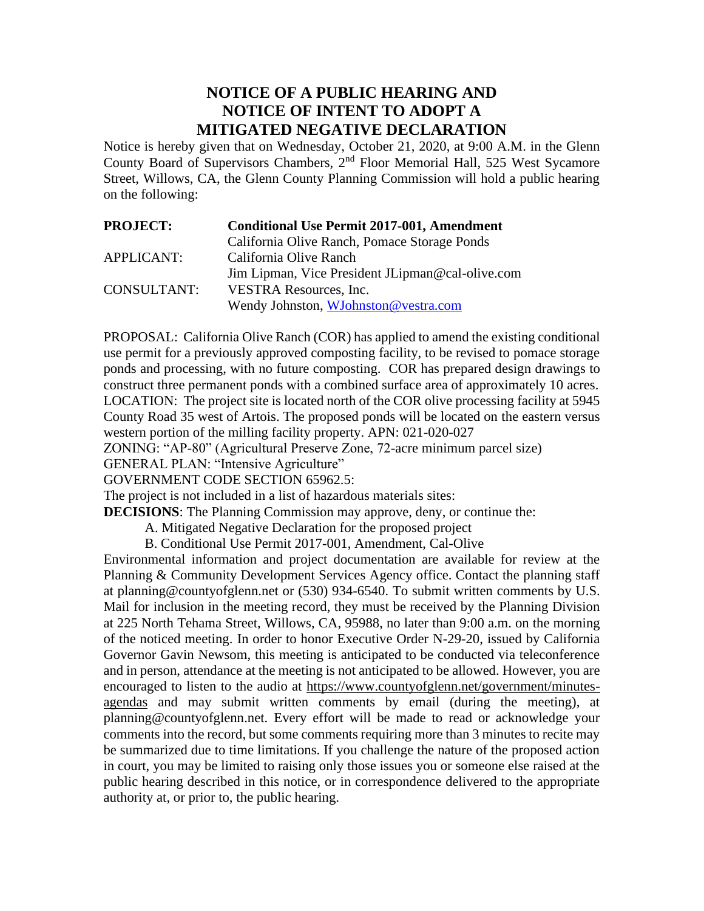# NOTICE OF A PUBLIC HEARING AND NOTICE OF INTENT TO ADOPT A MITIGATED NEGATIVE DECLARATION

Notice is hereby given that on Wednesday, October 21, 2020, at 9:00 A.M. in the Glenn County Board of Supervisors Chambers, 2nd Floor Memorial Hall, 525 West Sycamore Street, Willows, CA, the Glenn County Planning Commission will hold a public hearing on the following:

| | |
|---|---|
| **PROJECT:** | **Conditional Use Permit 2017-001, Amendment** |
| | California Olive Ranch, Pomace Storage Ponds |
| APPLICANT: | California Olive Ranch |
| | Jim Lipman, Vice President JLipman@cal-olive.com |
| CONSULTANT: | VESTRA Resources, Inc. |
| | Wendy Johnston, WJohnston@vestra.com |

PROPOSAL: California Olive Ranch (COR) has applied to amend the existing conditional use permit for a previously approved composting facility, to be revised to pomace storage ponds and processing, with no future composting. COR has prepared design drawings to construct three permanent ponds with a combined surface area of approximately 10 acres.

LOCATION: The project site is located north of the COR olive processing facility at 5945 County Road 35 west of Artois. The proposed ponds will be located on the eastern versus western portion of the milling facility property. APN: 021-020-027

ZONING: "AP-80" (Agricultural Preserve Zone, 72-acre minimum parcel size)

GENERAL PLAN: "Intensive Agriculture"

GOVERNMENT CODE SECTION 65962.5:

The project is not included in a list of hazardous materials sites:

**DECISIONS**: The Planning Commission may approve, deny, or continue the:

A. Mitigated Negative Declaration for the proposed project

B. Conditional Use Permit 2017-001, Amendment, Cal-Olive

Environmental information and project documentation are available for review at the Planning & Community Development Services Agency office. Contact the planning staff at planning@countyofglenn.net or (530) 934-6540. To submit written comments by U.S. Mail for inclusion in the meeting record, they must be received by the Planning Division at 225 North Tehama Street, Willows, CA, 95988, no later than 9:00 a.m. on the morning of the noticed meeting. In order to honor Executive Order N-29-20, issued by California Governor Gavin Newsom, this meeting is anticipated to be conducted via teleconference and in person, attendance at the meeting is not anticipated to be allowed. However, you are encouraged to listen to the audio at https://www.countyofglenn.net/government/minutes-agendas and may submit written comments by email (during the meeting), at planning@countyofglenn.net. Every effort will be made to read or acknowledge your comments into the record, but some comments requiring more than 3 minutes to recite may be summarized due to time limitations. If you challenge the nature of the proposed action in court, you may be limited to raising only those issues you or someone else raised at the public hearing described in this notice, or in correspondence delivered to the appropriate authority at, or prior to, the public hearing.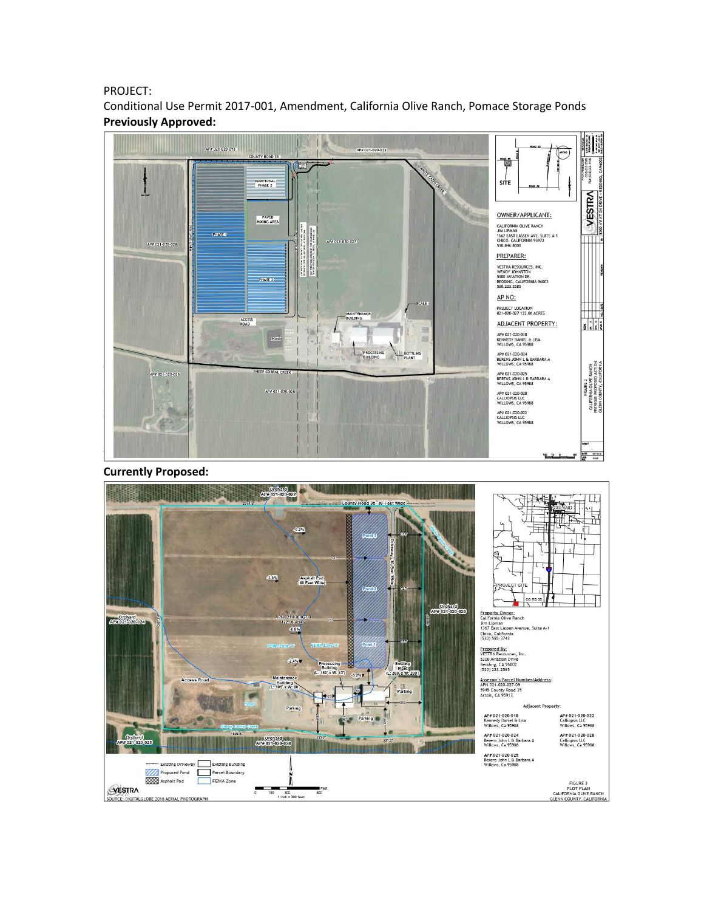PROJECT:

Conditional Use Permit 2017-001, Amendment, California Olive Ranch, Pomace Storage Ponds

**Previously Approved:**

**Currently Proposed:**